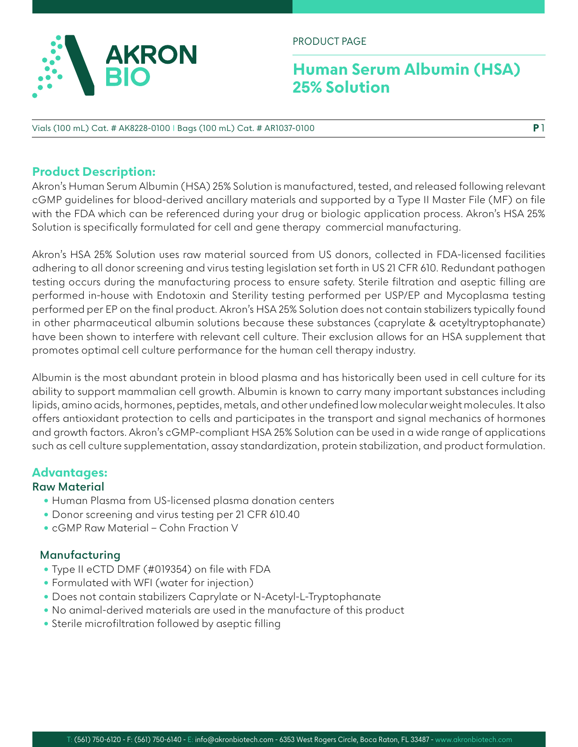AKRON BIO

PRODUCT PAGE

# Human Serum Albumin (HSA) 25% Solution

Vials (100 mL) Cat. # AK8228-0100 | Bags (100 mL) Cat. # AR1037-0100

## Product Description:

Akron's Human Serum Albumin (HSA) 25% Solution is manufactured, tested, and released following relevant cGMP guidelines for blood-derived ancillary materials and supported by a Type II Master File (MF) on file with the FDA which can be referenced during your drug or biologic application process. Akron's HSA 25% Solution is specifically formulated for cell and gene therapy commercial manufacturing.

Akron's HSA 25% Solution uses raw material sourced from US donors, collected in FDA-licensed facilities adhering to all donor screening and virus testing legislation set forth in US 21 CFR 610. Redundant pathogen testing occurs during the manufacturing process to ensure safety. Sterile filtration and aseptic filling are performed in-house with Endotoxin and Sterility testing performed per USP/EP and Mycoplasma testing performed per EP on the final product. Akron's HSA 25% Solution does not contain stabilizers typically found in other pharmaceutical albumin solutions because these substances (caprylate & acetyltryptophanate) have been shown to interfere with relevant cell culture. Their exclusion allows for an HSA supplement that promotes optimal cell culture performance for the human cell therapy industry.

Albumin is the most abundant protein in blood plasma and has historically been used in cell culture for its ability to support mammalian cell growth. Albumin is known to carry many important substances including lipids, amino acids, hormones, peptides, metals, and other undefined low molecular weight molecules. It also offers antioxidant protection to cells and participates in the transport and signal mechanics of hormones and growth factors. Akron's cGMP-compliant HSA 25% Solution can be used in a wide range of applications such as cell culture supplementation, assay standardization, protein stabilization, and product formulation.

## Advantages:

### Raw Material

- Human Plasma from US-licensed plasma donation centers
- Donor screening and virus testing per 21 CFR 610.40
- cGMP Raw Material – Cohn Fraction V

### Manufacturing

- Type II eCTD DMF (#019354) on file with FDA
- Formulated with WFI (water for injection)
- Does not contain stabilizers Caprylate or N-Acetyl-L-Tryptophanate
- No animal-derived materials are used in the manufacture of this product
- Sterile microfiltration followed by aseptic filling

T: (561) 750-6120 - F: (561) 750-6140 - E: info@akronbiotech.com - 6353 West Rogers Circle, Boca Raton, FL 33487 - www.akronbiotech.com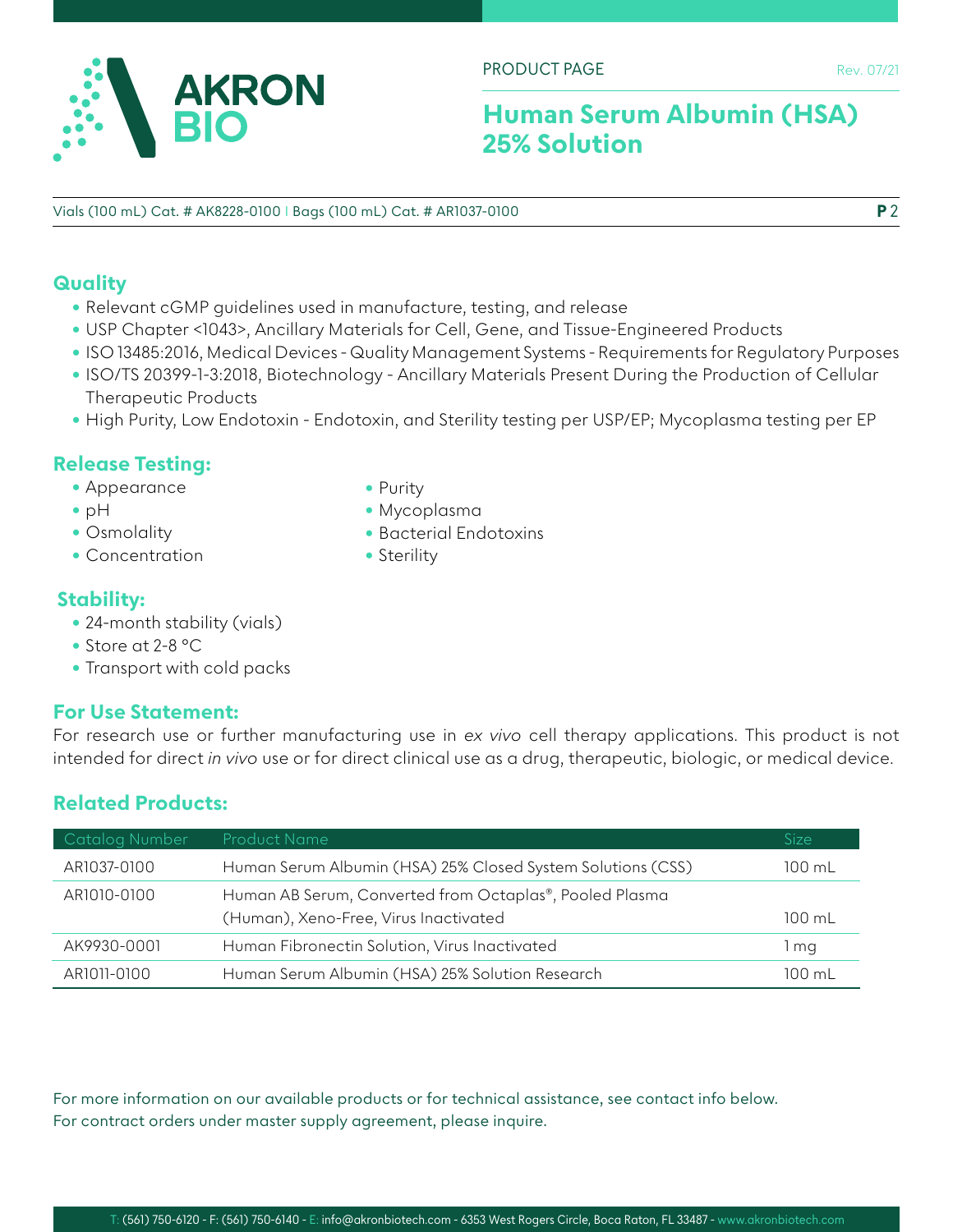## Quality

- Relevant cGMP guidelines used in manufacture, testing, and release
- USP Chapter <1043>, Ancillary Materials for Cell, Gene, and Tissue-Engineered Products
- ISO 13485:2016, Medical Devices - Quality Management Systems - Requirements for Regulatory Purposes
- ISO/TS 20399-1-3:2018, Biotechnology - Ancillary Materials Present During the Production of Cellular Therapeutic Products
- High Purity, Low Endotoxin - Endotoxin, and Sterility testing per USP/EP; Mycoplasma testing per EP

## Release Testing:

- Appearance
- pH
- Osmolality
- Concentration
- Purity
- Mycoplasma
- Bacterial Endotoxins
- Sterility

## Stability:

- 24-month stability (vials)
- Store at 2-8 °C
- Transport with cold packs

## For Use Statement:

For research use or further manufacturing use in *ex vivo* cell therapy applications. This product is not intended for direct *in vivo* use or for direct clinical use as a drug, therapeutic, biologic, or medical device.

## Related Products:

| Catalog Number | Product Name | Size |
|---|---|---|
| AR1037-0100 | Human Serum Albumin (HSA) 25% Closed System Solutions (CSS) | 100 mL |
| AR1010-0100 | Human AB Serum, Converted from Octaplas®, Pooled Plasma (Human), Xeno-Free, Virus Inactivated | 100 mL |
| AK9930-0001 | Human Fibronectin Solution, Virus Inactivated | 1 mg |
| AR1011-0100 | Human Serum Albumin (HSA) 25% Solution Research | 100 mL |

For more information on our available products or for technical assistance, see contact info below.
For contract orders under master supply agreement, please inquire.

T: (561) 750-6120 - F: (561) 750-6140 - E: info@akronbiotech.com - 6353 West Rogers Circle, Boca Raton, FL 33487 - www.akronbiotech.com